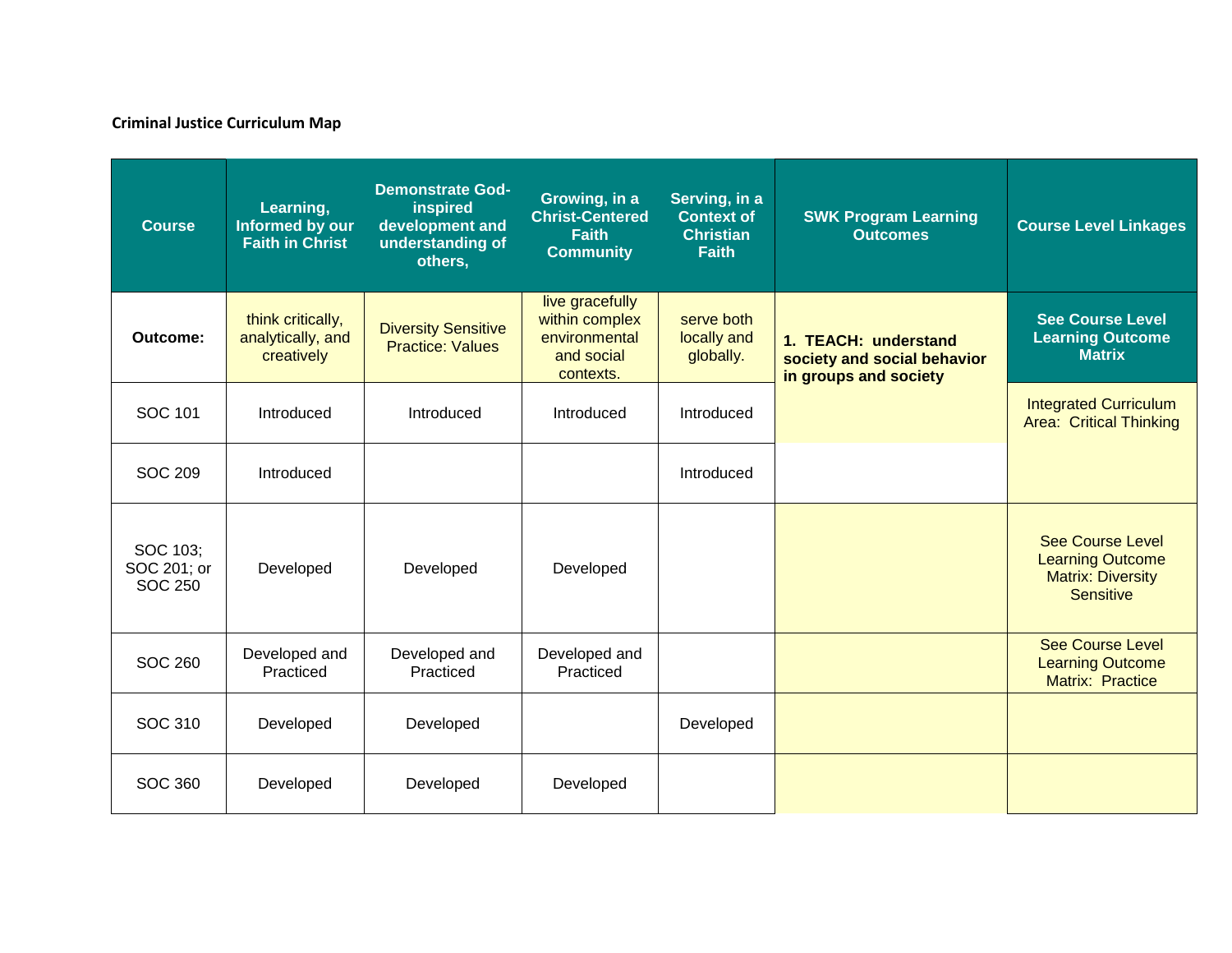**Criminal Justice Curriculum Map**

| Course | Learning, Informed by our Faith in Christ | Demonstrate God-inspired development and understanding of others, | Growing, in a Christ-Centered Faith Community | Serving, in a Context of Christian Faith | SWK Program Learning Outcomes | Course Level Linkages |
|---|---|---|---|---|---|---|
| **Outcome:** | think critically, analytically, and creatively | Diversity Sensitive Practice: Values | live gracefully within complex environmental and social contexts. | serve both locally and globally. | **1. TEACH: understand society and social behavior in groups and society** | **See Course Level Learning Outcome Matrix** |
| SOC 101 | Introduced | Introduced | Introduced | Introduced | | Integrated Curriculum Area: Critical Thinking |
| SOC 209 | Introduced | | | Introduced | | |
| SOC 103; SOC 201; or SOC 250 | Developed | Developed | Developed | | | See Course Level Learning Outcome Matrix: Diversity Sensitive |
| SOC 260 | Developed and Practiced | Developed and Practiced | Developed and Practiced | | | See Course Level Learning Outcome Matrix: Practice |
| SOC 310 | Developed | Developed | | Developed | | |
| SOC 360 | Developed | Developed | Developed | | | |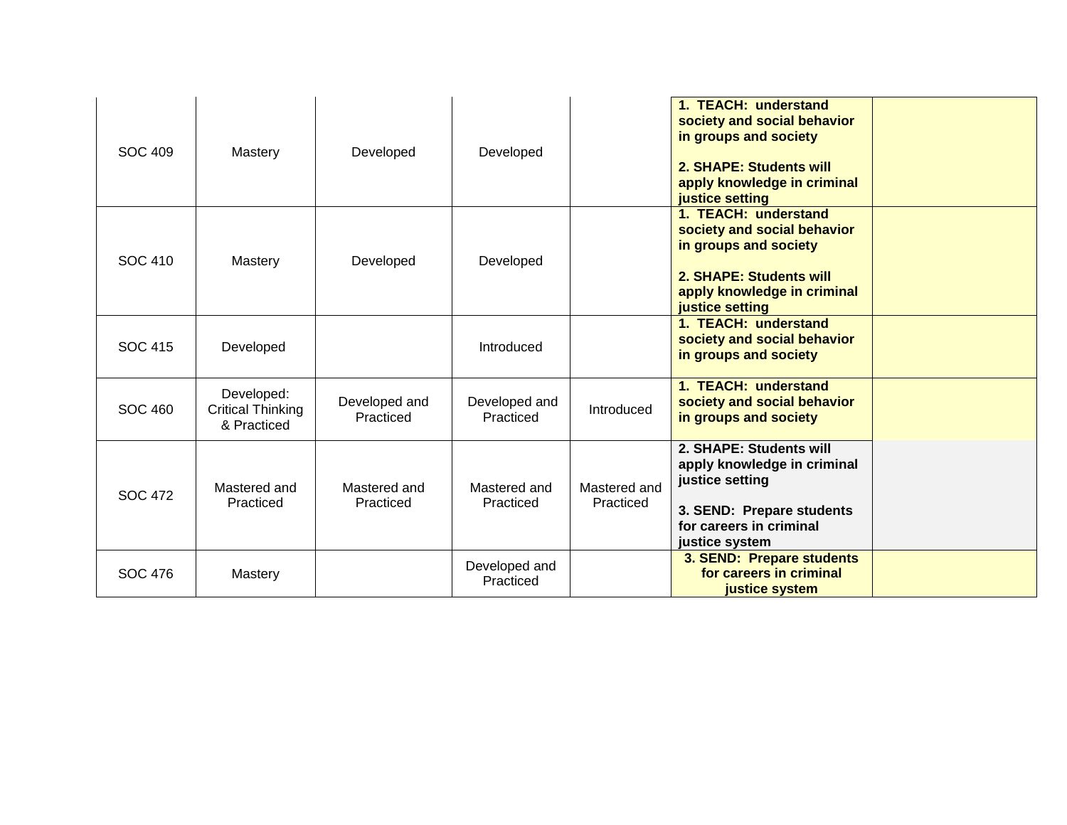| | | | | | | |
|---|---|---|---|---|---|---|
| SOC 409 | Mastery | Developed | Developed | | **1. TEACH: understand society and social behavior in groups and society**<br><br>**2. SHAPE: Students will apply knowledge in criminal justice setting** | |
| SOC 410 | Mastery | Developed | Developed | | **1. TEACH: understand society and social behavior in groups and society**<br><br>**2. SHAPE: Students will apply knowledge in criminal justice setting** | |
| SOC 415 | Developed | | Introduced | | **1. TEACH: understand society and social behavior in groups and society** | |
| SOC 460 | Developed: Critical Thinking & Practiced | Developed and Practiced | Developed and Practiced | Introduced | **1. TEACH: understand society and social behavior in groups and society** | |
| SOC 472 | Mastered and Practiced | Mastered and Practiced | Mastered and Practiced | Mastered and Practiced | **2. SHAPE: Students will apply knowledge in criminal justice setting**<br><br>**3. SEND: Prepare students for careers in criminal justice system** | |
| SOC 476 | Mastery | | Developed and Practiced | | **3. SEND: Prepare students for careers in criminal justice system** | |